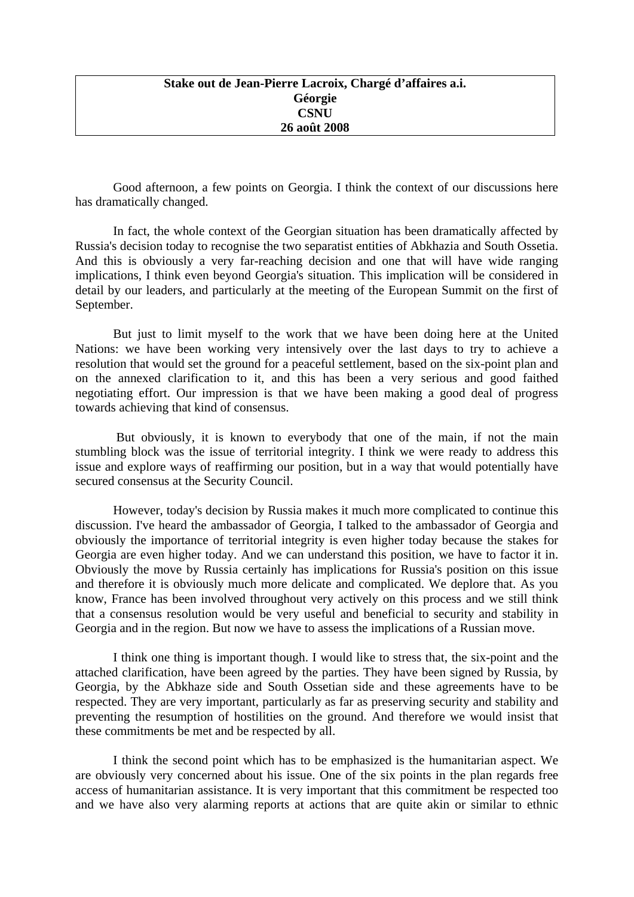**Stake out de Jean-Pierre Lacroix, Chargé d'affaires a.i.**
**Géorgie**
**CSNU**
**26 août 2008**

Good afternoon, a few points on Georgia. I think the context of our discussions here has dramatically changed.

In fact, the whole context of the Georgian situation has been dramatically affected by Russia's decision today to recognise the two separatist entities of Abkhazia and South Ossetia. And this is obviously a very far-reaching decision and one that will have wide ranging implications, I think even beyond Georgia's situation. This implication will be considered in detail by our leaders, and particularly at the meeting of the European Summit on the first of September.

But just to limit myself to the work that we have been doing here at the United Nations: we have been working very intensively over the last days to try to achieve a resolution that would set the ground for a peaceful settlement, based on the six-point plan and on the annexed clarification to it, and this has been a very serious and good faithed negotiating effort. Our impression is that we have been making a good deal of progress towards achieving that kind of consensus.

But obviously, it is known to everybody that one of the main, if not the main stumbling block was the issue of territorial integrity. I think we were ready to address this issue and explore ways of reaffirming our position, but in a way that would potentially have secured consensus at the Security Council.

However, today's decision by Russia makes it much more complicated to continue this discussion. I've heard the ambassador of Georgia, I talked to the ambassador of Georgia and obviously the importance of territorial integrity is even higher today because the stakes for Georgia are even higher today. And we can understand this position, we have to factor it in. Obviously the move by Russia certainly has implications for Russia's position on this issue and therefore it is obviously much more delicate and complicated. We deplore that. As you know, France has been involved throughout very actively on this process and we still think that a consensus resolution would be very useful and beneficial to security and stability in Georgia and in the region. But now we have to assess the implications of a Russian move.

I think one thing is important though. I would like to stress that, the six-point and the attached clarification, have been agreed by the parties. They have been signed by Russia, by Georgia, by the Abkhaze side and South Ossetian side and these agreements have to be respected. They are very important, particularly as far as preserving security and stability and preventing the resumption of hostilities on the ground. And therefore we would insist that these commitments be met and be respected by all.

I think the second point which has to be emphasized is the humanitarian aspect. We are obviously very concerned about his issue. One of the six points in the plan regards free access of humanitarian assistance. It is very important that this commitment be respected too and we have also very alarming reports at actions that are quite akin or similar to ethnic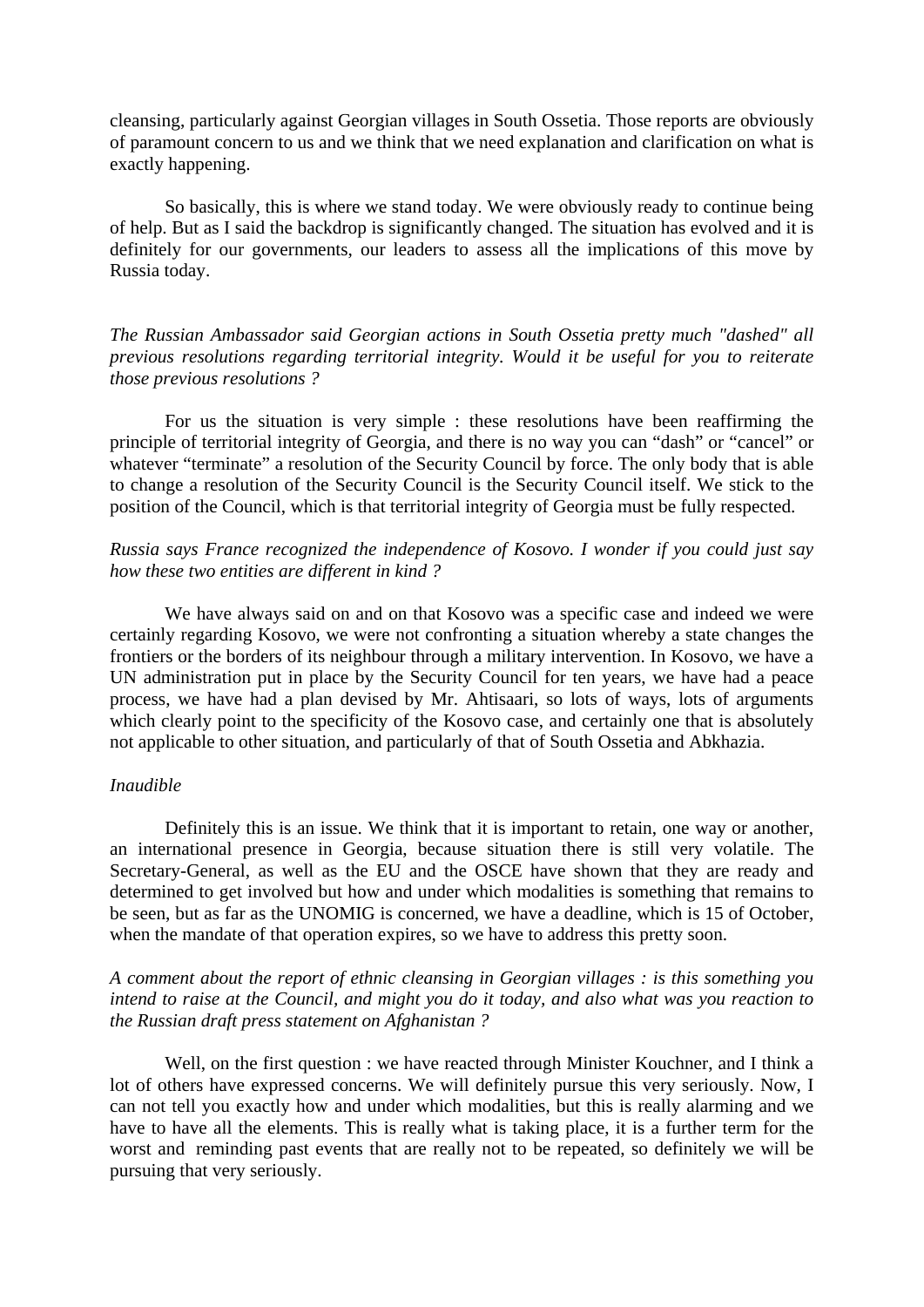cleansing, particularly against Georgian villages in South Ossetia. Those reports are obviously of paramount concern to us and we think that we need explanation and clarification on what is exactly happening.

So basically, this is where we stand today. We were obviously ready to continue being of help. But as I said the backdrop is significantly changed. The situation has evolved and it is definitely for our governments, our leaders to assess all the implications of this move by Russia today.

*The Russian Ambassador said Georgian actions in South Ossetia pretty much "dashed" all previous resolutions regarding territorial integrity. Would it be useful for you to reiterate those previous resolutions ?*

For us the situation is very simple : these resolutions have been reaffirming the principle of territorial integrity of Georgia, and there is no way you can "dash" or "cancel" or whatever "terminate" a resolution of the Security Council by force. The only body that is able to change a resolution of the Security Council is the Security Council itself. We stick to the position of the Council, which is that territorial integrity of Georgia must be fully respected.

*Russia says France recognized the independence of Kosovo. I wonder if you could just say how these two entities are different in kind ?*

We have always said on and on that Kosovo was a specific case and indeed we were certainly regarding Kosovo, we were not confronting a situation whereby a state changes the frontiers or the borders of its neighbour through a military intervention. In Kosovo, we have a UN administration put in place by the Security Council for ten years, we have had a peace process, we have had a plan devised by Mr. Ahtisaari, so lots of ways, lots of arguments which clearly point to the specificity of the Kosovo case, and certainly one that is absolutely not applicable to other situation, and particularly of that of South Ossetia and Abkhazia.

*Inaudible*

Definitely this is an issue. We think that it is important to retain, one way or another, an international presence in Georgia, because situation there is still very volatile. The Secretary-General, as well as the EU and the OSCE have shown that they are ready and determined to get involved but how and under which modalities is something that remains to be seen, but as far as the UNOMIG is concerned, we have a deadline, which is 15 of October, when the mandate of that operation expires, so we have to address this pretty soon.

*A comment about the report of ethnic cleansing in Georgian villages : is this something you intend to raise at the Council, and might you do it today, and also what was you reaction to the Russian draft press statement on Afghanistan ?*

Well, on the first question : we have reacted through Minister Kouchner, and I think a lot of others have expressed concerns. We will definitely pursue this very seriously. Now, I can not tell you exactly how and under which modalities, but this is really alarming and we have to have all the elements. This is really what is taking place, it is a further term for the worst and reminding past events that are really not to be repeated, so definitely we will be pursuing that very seriously.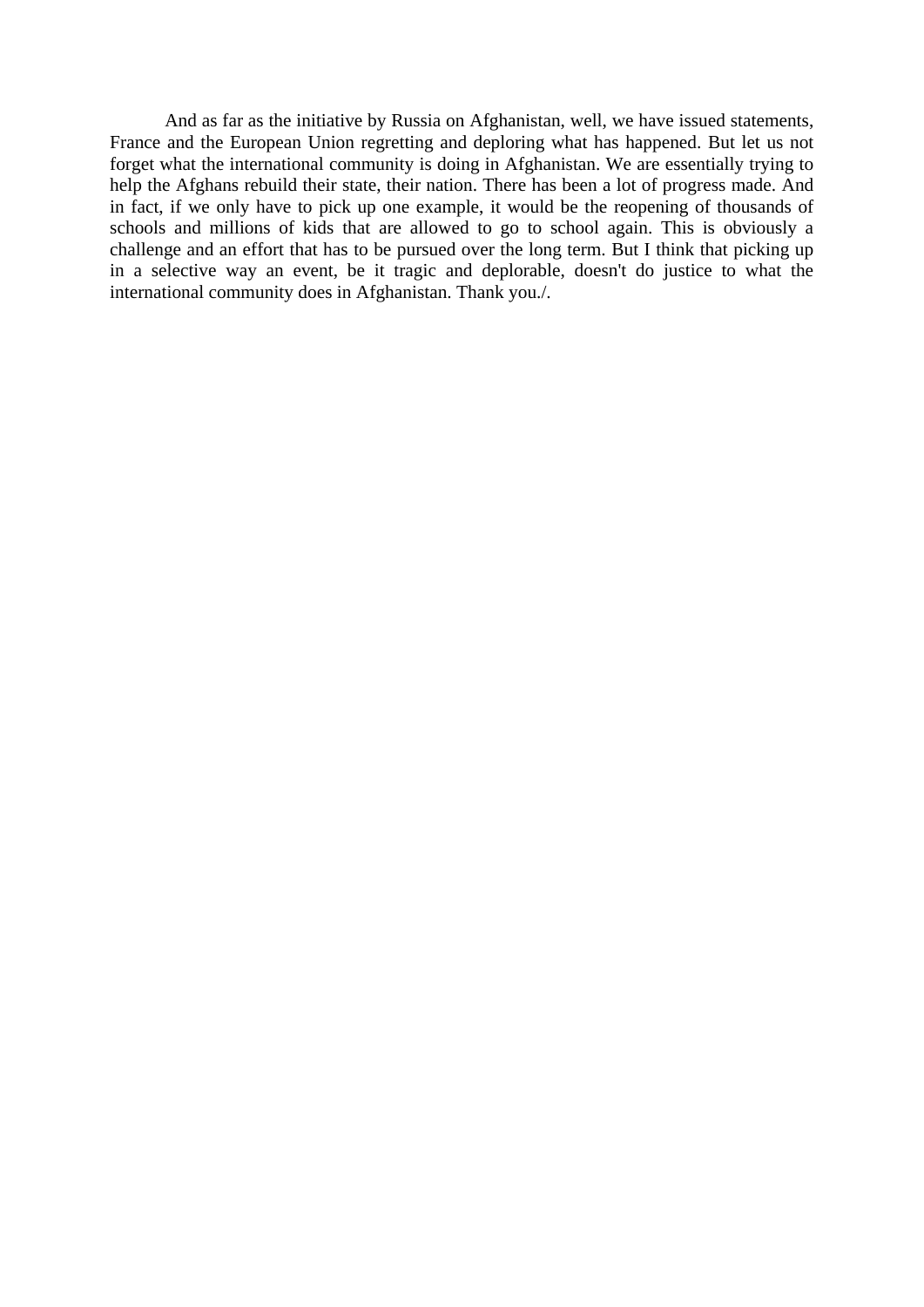And as far as the initiative by Russia on Afghanistan, well, we have issued statements, France and the European Union regretting and deploring what has happened. But let us not forget what the international community is doing in Afghanistan. We are essentially trying to help the Afghans rebuild their state, their nation. There has been a lot of progress made. And in fact, if we only have to pick up one example, it would be the reopening of thousands of schools and millions of kids that are allowed to go to school again. This is obviously a challenge and an effort that has to be pursued over the long term. But I think that picking up in a selective way an event, be it tragic and deplorable, doesn't do justice to what the international community does in Afghanistan. Thank you./.